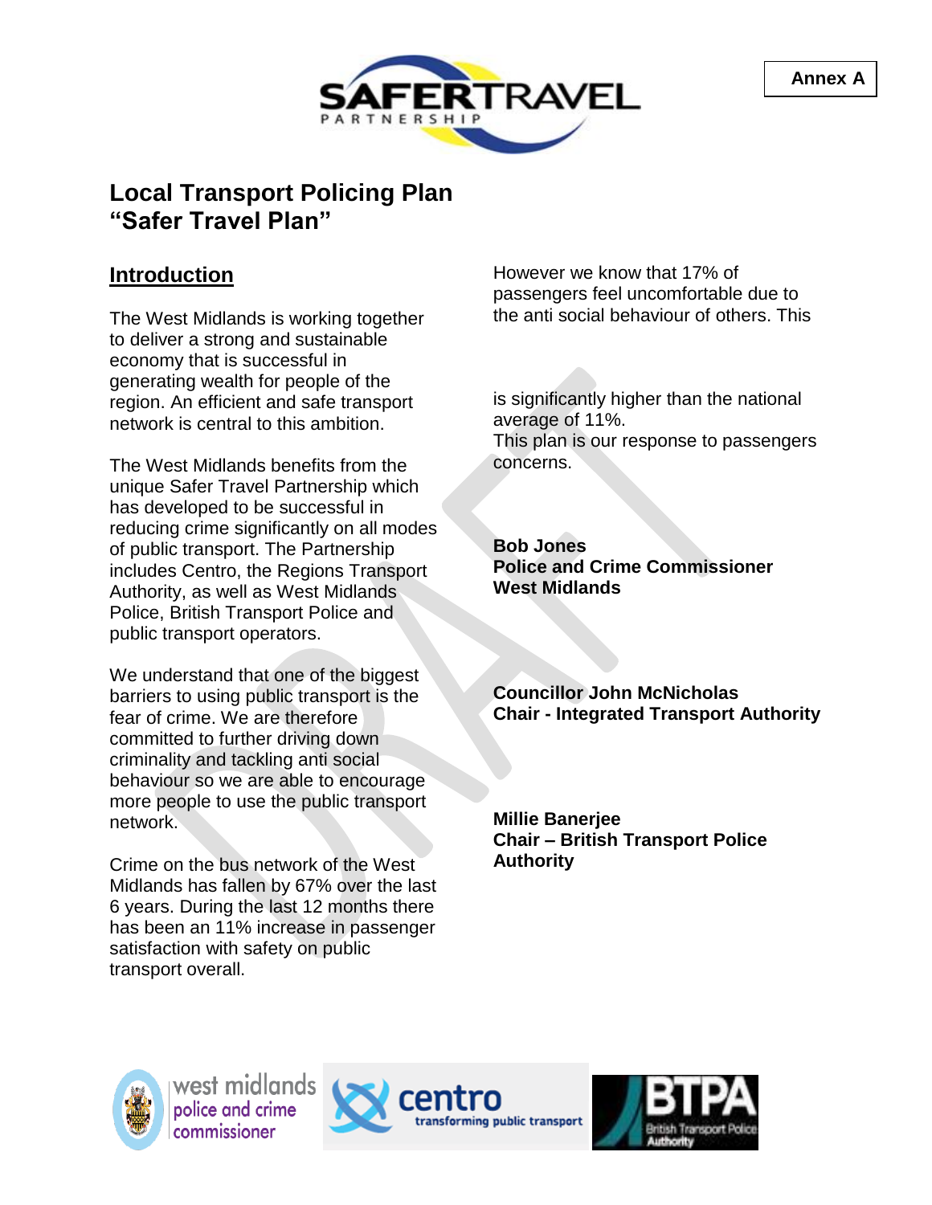Annex A

# Local Transport Policing Plan "Safer Travel Plan"

## Introduction

The West Midlands is working together to deliver a strong and sustainable economy that is successful in generating wealth for people of the region. An efficient and safe transport network is central to this ambition.

The West Midlands benefits from the unique Safer Travel Partnership which has developed to be successful in reducing crime significantly on all modes of public transport. The Partnership includes Centro, the Regions Transport Authority, as well as West Midlands Police, British Transport Police and public transport operators.

We understand that one of the biggest barriers to using public transport is the fear of crime. We are therefore committed to further driving down criminality and tackling anti social behaviour so we are able to encourage more people to use the public transport network.

Crime on the bus network of the West Midlands has fallen by 67% over the last 6 years. During the last 12 months there has been an 11% increase in passenger satisfaction with safety on public transport overall.

However we know that 17% of passengers feel uncomfortable due to the anti social behaviour of others. This is significantly higher than the national average of 11%.
This plan is our response to passengers concerns.

**Bob Jones**
**Police and Crime Commissioner**
**West Midlands**

**Councillor John McNicholas**
**Chair - Integrated Transport Authority**

**Millie Banerjee**
**Chair – British Transport Police Authority**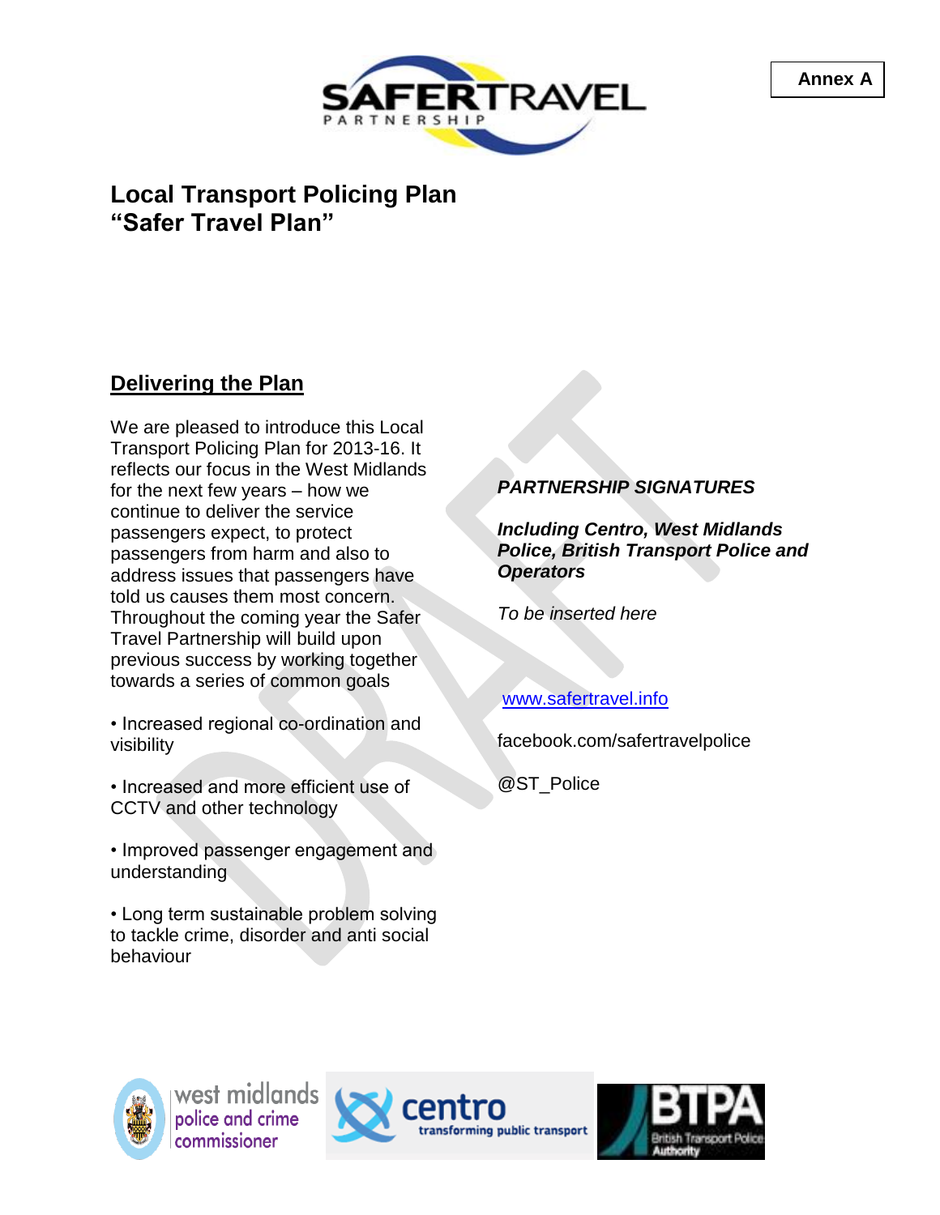Annex A

# Local Transport Policing Plan
# "Safer Travel Plan"

## Delivering the Plan

We are pleased to introduce this Local Transport Policing Plan for 2013-16. It reflects our focus in the West Midlands for the next few years – how we continue to deliver the service passengers expect, to protect passengers from harm and also to address issues that passengers have told us causes them most concern. Throughout the coming year the Safer Travel Partnership will build upon previous success by working together towards a series of common goals

• Increased regional co-ordination and visibility

• Increased and more efficient use of CCTV and other technology

• Improved passenger engagement and understanding

• Long term sustainable problem solving to tackle crime, disorder and anti social behaviour

***PARTNERSHIP SIGNATURES***

***Including Centro, West Midlands Police, British Transport Police and Operators***

*To be inserted here*

www.safertravel.info

facebook.com/safertravelpolice

@ST_Police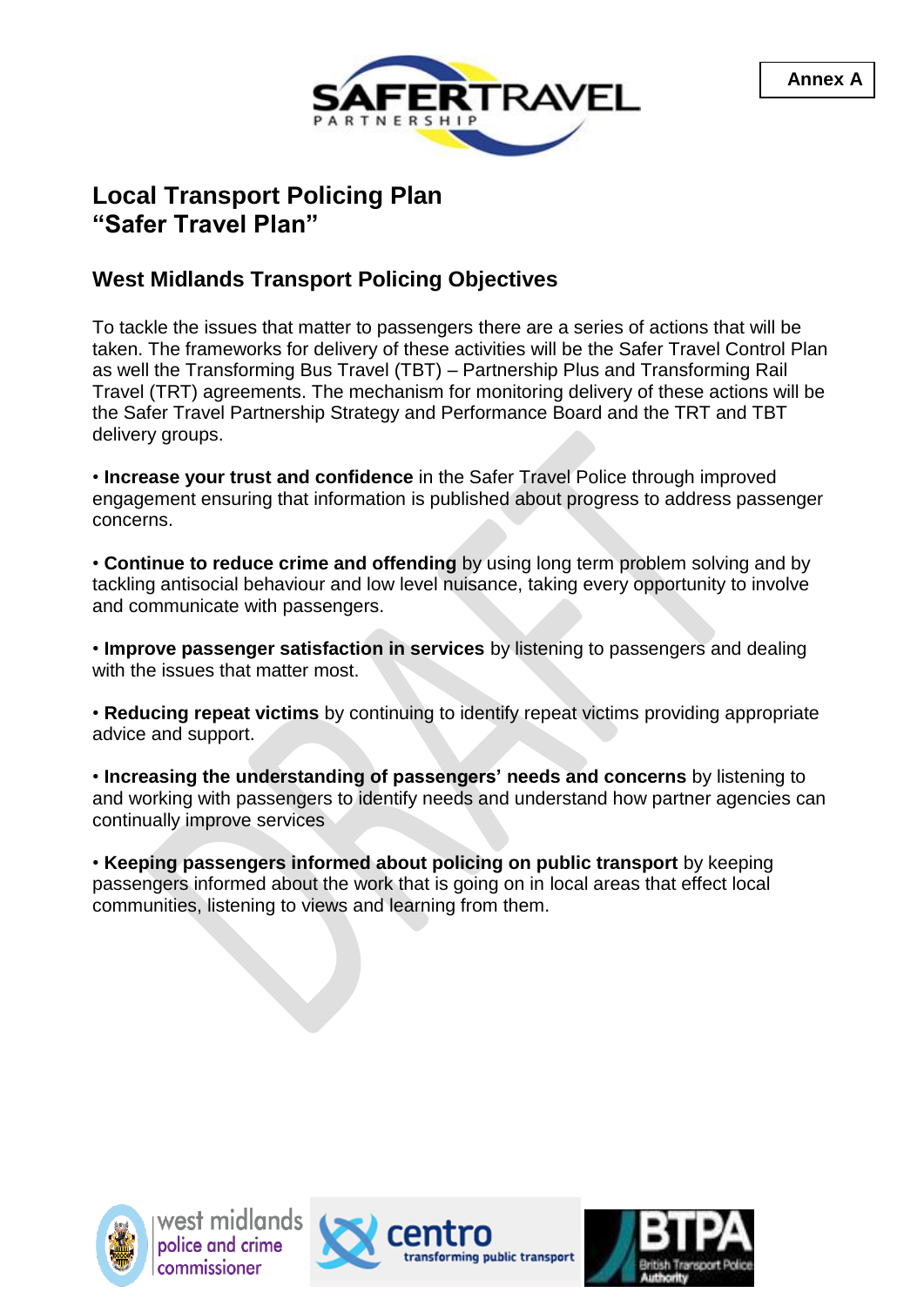Annex A

# Local Transport Policing Plan
# "Safer Travel Plan"

## West Midlands Transport Policing Objectives

To tackle the issues that matter to passengers there are a series of actions that will be taken. The frameworks for delivery of these activities will be the Safer Travel Control Plan as well the Transforming Bus Travel (TBT) – Partnership Plus and Transforming Rail Travel (TRT) agreements. The mechanism for monitoring delivery of these actions will be the Safer Travel Partnership Strategy and Performance Board and the TRT and TBT delivery groups.

• **Increase your trust and confidence** in the Safer Travel Police through improved engagement ensuring that information is published about progress to address passenger concerns.

• **Continue to reduce crime and offending** by using long term problem solving and by tackling antisocial behaviour and low level nuisance, taking every opportunity to involve and communicate with passengers.

• **Improve passenger satisfaction in services** by listening to passengers and dealing with the issues that matter most.

• **Reducing repeat victims** by continuing to identify repeat victims providing appropriate advice and support.

• **Increasing the understanding of passengers' needs and concerns** by listening to and working with passengers to identify needs and understand how partner agencies can continually improve services

• **Keeping passengers informed about policing on public transport** by keeping passengers informed about the work that is going on in local areas that effect local communities, listening to views and learning from them.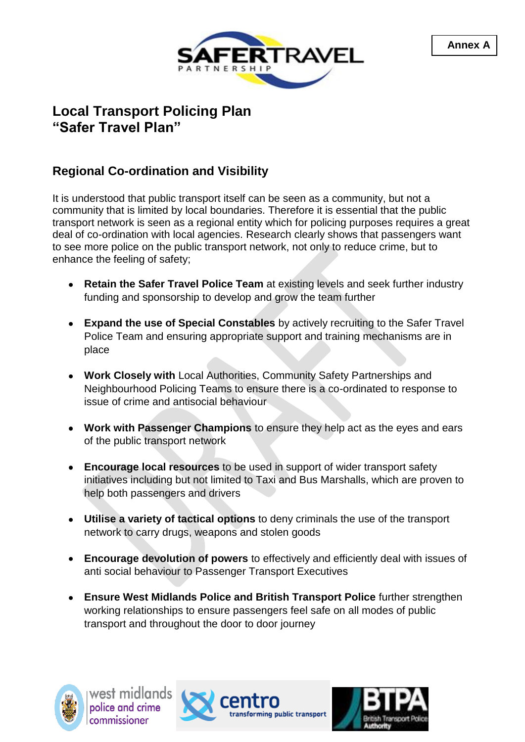Annex A

# Local Transport Policing Plan
# "Safer Travel Plan"

## Regional Co-ordination and Visibility

It is understood that public transport itself can be seen as a community, but not a community that is limited by local boundaries. Therefore it is essential that the public transport network is seen as a regional entity which for policing purposes requires a great deal of co-ordination with local agencies. Research clearly shows that passengers want to see more police on the public transport network, not only to reduce crime, but to enhance the feeling of safety;

- **Retain the Safer Travel Police Team** at existing levels and seek further industry funding and sponsorship to develop and grow the team further
- **Expand the use of Special Constables** by actively recruiting to the Safer Travel Police Team and ensuring appropriate support and training mechanisms are in place
- **Work Closely with** Local Authorities, Community Safety Partnerships and Neighbourhood Policing Teams to ensure there is a co-ordinated to response to issue of crime and antisocial behaviour
- **Work with Passenger Champions** to ensure they help act as the eyes and ears of the public transport network
- **Encourage local resources** to be used in support of wider transport safety initiatives including but not limited to Taxi and Bus Marshalls, which are proven to help both passengers and drivers
- **Utilise a variety of tactical options** to deny criminals the use of the transport network to carry drugs, weapons and stolen goods
- **Encourage devolution of powers** to effectively and efficiently deal with issues of anti social behaviour to Passenger Transport Executives
- **Ensure West Midlands Police and British Transport Police** further strengthen working relationships to ensure passengers feel safe on all modes of public transport and throughout the door to door journey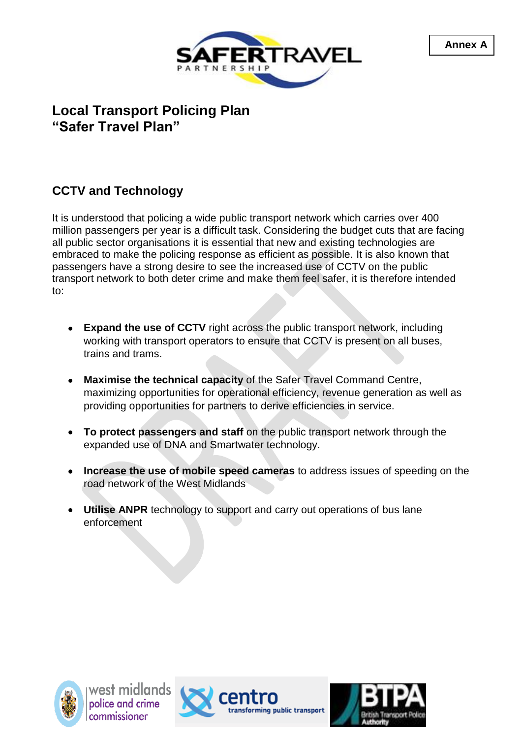**Annex A**

# Local Transport Policing Plan
# "Safer Travel Plan"

## CCTV and Technology

It is understood that policing a wide public transport network which carries over 400 million passengers per year is a difficult task. Considering the budget cuts that are facing all public sector organisations it is essential that new and existing technologies are embraced to make the policing response as efficient as possible. It is also known that passengers have a strong desire to see the increased use of CCTV on the public transport network to both deter crime and make them feel safer, it is therefore intended to:

- **Expand the use of CCTV** right across the public transport network, including working with transport operators to ensure that CCTV is present on all buses, trains and trams.
- **Maximise the technical capacity** of the Safer Travel Command Centre, maximizing opportunities for operational efficiency, revenue generation as well as providing opportunities for partners to derive efficiencies in service.
- **To protect passengers and staff** on the public transport network through the expanded use of DNA and Smartwater technology.
- **Increase the use of mobile speed cameras** to address issues of speeding on the road network of the West Midlands
- **Utilise ANPR** technology to support and carry out operations of bus lane enforcement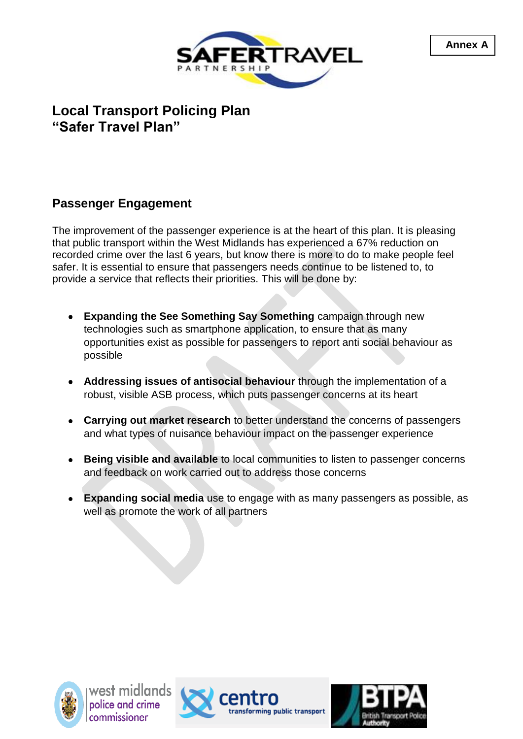Annex A

# Local Transport Policing Plan
# "Safer Travel Plan"

## Passenger Engagement

The improvement of the passenger experience is at the heart of this plan. It is pleasing that public transport within the West Midlands has experienced a 67% reduction on recorded crime over the last 6 years, but know there is more to do to make people feel safer. It is essential to ensure that passengers needs continue to be listened to, to provide a service that reflects their priorities. This will be done by:

- **Expanding the See Something Say Something** campaign through new technologies such as smartphone application, to ensure that as many opportunities exist as possible for passengers to report anti social behaviour as possible
- **Addressing issues of antisocial behaviour** through the implementation of a robust, visible ASB process, which puts passenger concerns at its heart
- **Carrying out market research** to better understand the concerns of passengers and what types of nuisance behaviour impact on the passenger experience
- **Being visible and available** to local communities to listen to passenger concerns and feedback on work carried out to address those concerns
- **Expanding social media** use to engage with as many passengers as possible, as well as promote the work of all partners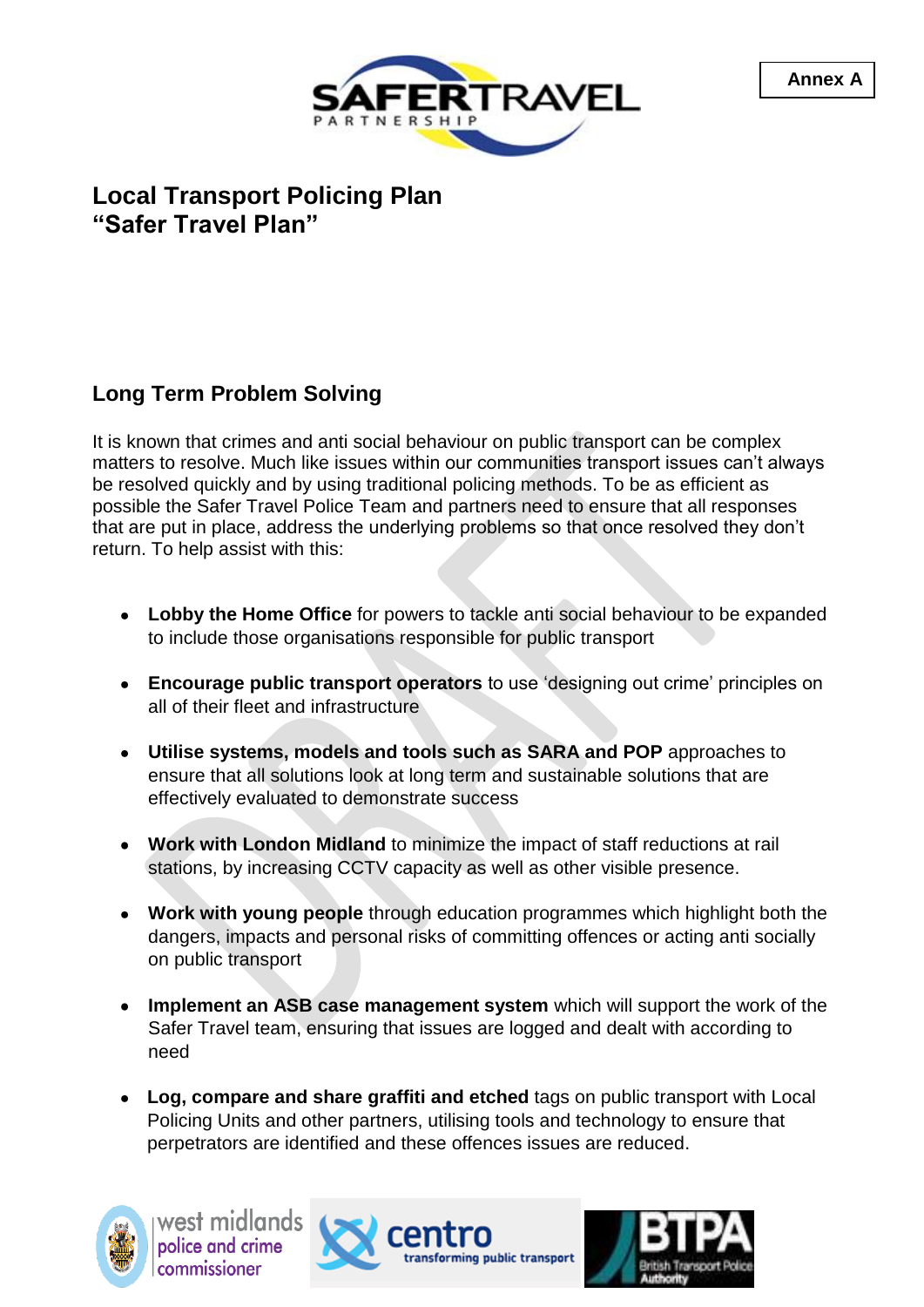Annex A

SAFERTRAVEL PARTNERSHIP

# Local Transport Policing Plan
# "Safer Travel Plan"

## Long Term Problem Solving

It is known that crimes and anti social behaviour on public transport can be complex matters to resolve. Much like issues within our communities transport issues can't always be resolved quickly and by using traditional policing methods. To be as efficient as possible the Safer Travel Police Team and partners need to ensure that all responses that are put in place, address the underlying problems so that once resolved they don't return. To help assist with this:

- **Lobby the Home Office** for powers to tackle anti social behaviour to be expanded to include those organisations responsible for public transport
- **Encourage public transport operators** to use 'designing out crime' principles on all of their fleet and infrastructure
- **Utilise systems, models and tools such as SARA and POP** approaches to ensure that all solutions look at long term and sustainable solutions that are effectively evaluated to demonstrate success
- **Work with London Midland** to minimize the impact of staff reductions at rail stations, by increasing CCTV capacity as well as other visible presence.
- **Work with young people** through education programmes which highlight both the dangers, impacts and personal risks of committing offences or acting anti socially on public transport
- **Implement an ASB case management system** which will support the work of the Safer Travel team, ensuring that issues are logged and dealt with according to need
- **Log, compare and share graffiti and etched** tags on public transport with Local Policing Units and other partners, utilising tools and technology to ensure that perpetrators are identified and these offences issues are reduced.

west midlands police and crime commissioner

centro transforming public transport

BTPA British Transport Police Authority